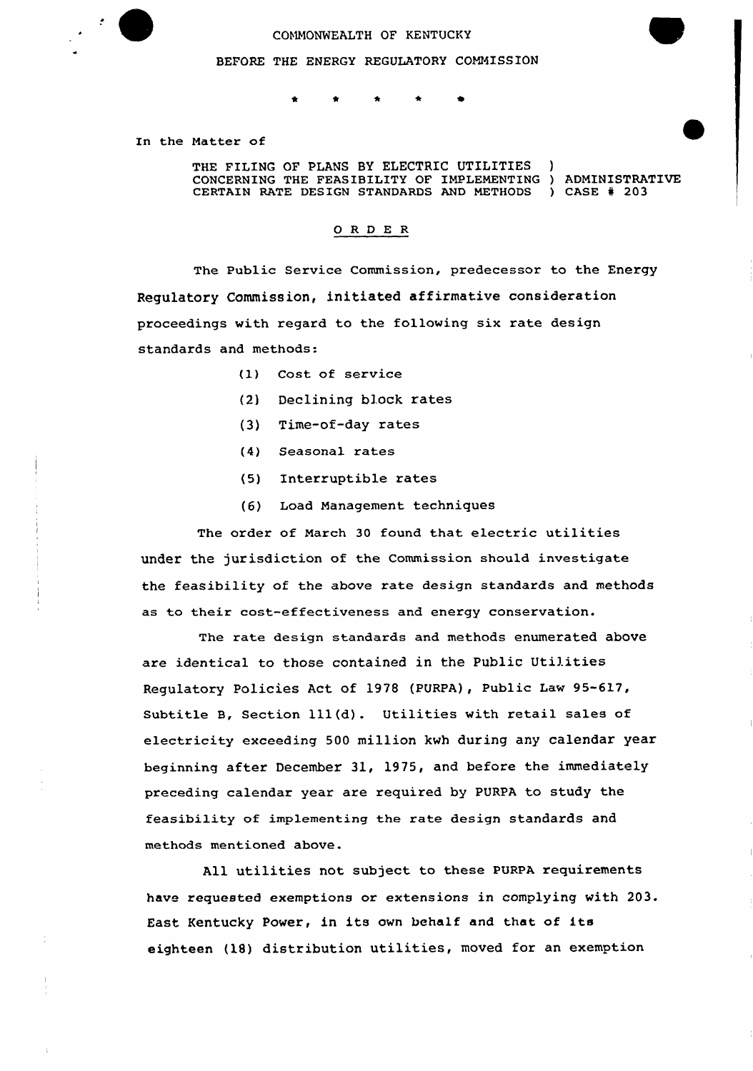COMMONWEALTH OF KENTUCKY

BEFORE THE ENERGY REGULATORY COMMISSION

\* \* \* \* \*

In the Matter of

THE FILING OF PLANS BY ELECTRIC UTILITIES )
CONCERNING THE FEASIBILITY OF IMPLEMENTING ) ADMINISTRATIVE
CERTAIN RATE DESIGN STANDARDS AND METHODS ) CASE # 203

## O R D E R

The Public Service Commission, predecessor to the Energy Regulatory Commission, initiated affirmative consideration proceedings with regard to the following six rate design standards and methods:

(1) Cost of service

(2) Declining block rates

(3) Time-of-day rates

(4) Seasonal rates

(5) Interruptible rates

(6) Load Management techniques

The order of March 30 found that electric utilities under the jurisdiction of the Commission should investigate the feasibility of the above rate design standards and methods as to their cost-effectiveness and energy conservation.

The rate design standards and methods enumerated above are identical to those contained in the Public Utilities Regulatory Policies Act of 1978 (PURPA), Public Law 95-617, Subtitle B, Section 111(d). Utilities with retail sales of electricity exceeding 500 million kwh during any calendar year beginning after December 31, 1975, and before the immediately preceding calendar year are required by PURPA to study the feasibility of implementing the rate design standards and methods mentioned above.

All utilities not subject to these PURPA requirements have requested exemptions or extensions in complying with 203. East Kentucky Power, in its own behalf and that of its eighteen (18) distribution utilities, moved for an exemption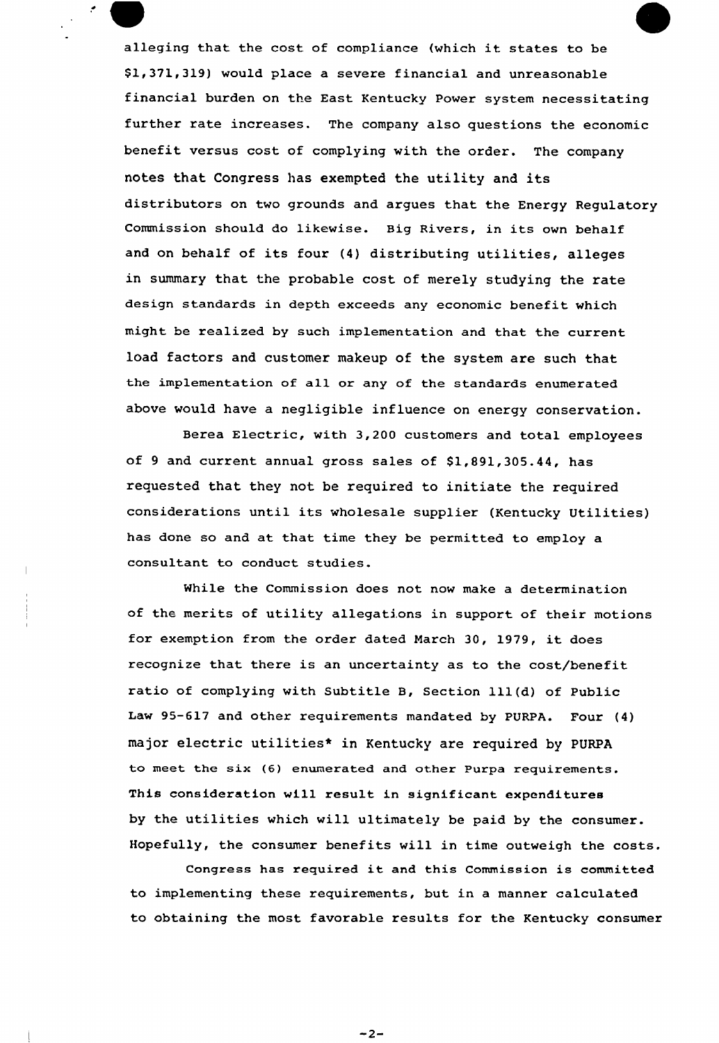alleging that the cost of compliance (which it states to be $1,371,319) would place a severe financial and unreasonable financial burden on the East Kentucky Power system necessitating further rate increases. The company also questions the economic benefit versus cost of complying with the order. The company notes that Congress has exempted the utility and its distributors on two grounds and argues that the Energy Regulatory Commission should do likewise. Big Rivers, in its own behalf and on behalf of its four (4) distributing utilities, alleges in summary that the probable cost of merely studying the rate design standards in depth exceeds any economic benefit which might be realized by such implementation and that the current load factors and customer makeup of the system are such that the implementation of all or any of the standards enumerated above would have a negligible influence on energy conservation.

Berea Electric, with 3,200 customers and total employees of 9 and current annual gross sales of $1,891,305.44, has requested that they not be required to initiate the required considerations until its wholesale supplier (Kentucky Utilities) has done so and at that time they be permitted to employ a consultant to conduct studies.

While the Commission does not now make a determination of the merits of utility allegations in support of their motions for exemption from the order dated March 30, 1979, it does recognize that there is an uncertainty as to the cost/benefit ratio of complying with Subtitle B, Section 111(d) of Public Law 95-617 and other requirements mandated by PURPA. Four (4) major electric utilities* in Kentucky are required by PURPA to meet the six (6) enumerated and other Purpa requirements. This consideration will result in significant expenditures by the utilities which will ultimately be paid by the consumer. Hopefully, the consumer benefits will in time outweigh the costs.

Congress has required it and this Commission is committed to implementing these requirements, but in a manner calculated to obtaining the most favorable results for the Kentucky consumer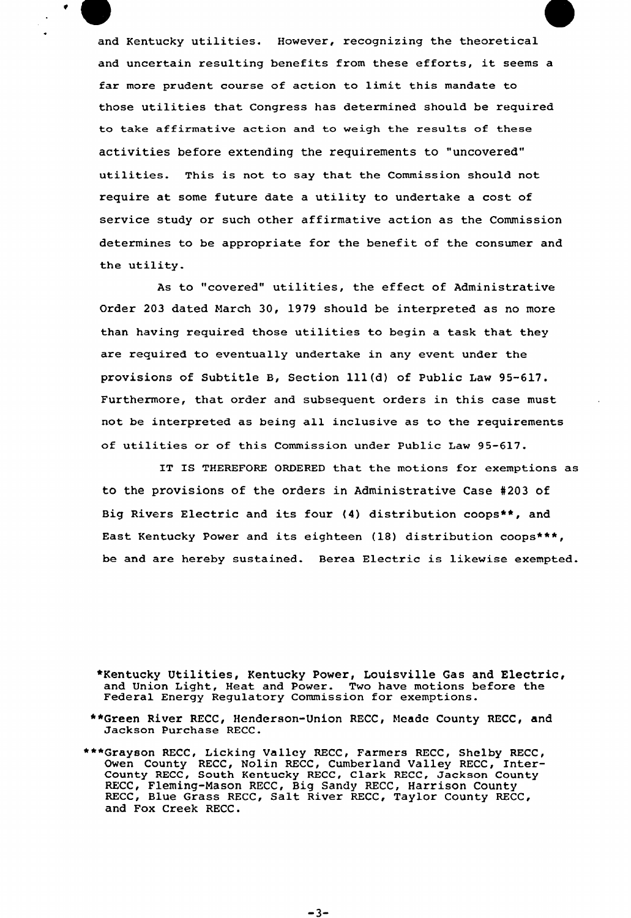and Kentucky utilities. However, recognizing the theoretical and uncertain resulting benefits from these efforts, it seems a far more prudent course of action to limit this mandate to those utilities that Congress has determined should be required to take affirmative action and to weigh the results of these activities before extending the requirements to "uncovered" utilities. This is not to say that the Commission should not require at some future date a utility to undertake a cost of service study or such other affirmative action as the Commission determines to be appropriate for the benefit of the consumer and the utility.

As to "covered" utilities, the effect of Administrative Order 203 dated March 30, 1979 should be interpreted as no more than having required those utilities to begin a task that they are required to eventually undertake in any event under the provisions of Subtitle B, Section 111(d) of Public Law 95-617. Furthermore, that order and subsequent orders in this case must not be interpreted as being all inclusive as to the requirements of utilities or of this Commission under Public Law 95-617.

IT IS THEREFORE ORDERED that the motions for exemptions as to the provisions of the orders in Administrative Case #203 of Big Rivers Electric and its four (4) distribution coops**, and East Kentucky Power and its eighteen (18) distribution coops***, be and are hereby sustained. Berea Electric is likewise exempted.

*Kentucky Utilities, Kentucky Power, Louisville Gas and Electric, and Union Light, Heat and Power. Two have motions before the Federal Energy Regulatory Commission for exemptions.

**Green River RECC, Henderson-Union RECC, Meade County RECC, and Jackson Purchase RECC.

***Grayson RECC, Licking Valley RECC, Farmers RECC, Shelby RECC, Owen County RECC, Nolin RECC, Cumberland Valley RECC, Inter-County RECC, South Kentucky RECC, Clark RECC, Jackson County RECC, Fleming-Mason RECC, Big Sandy RECC, Harrison County RECC, Blue Grass RECC, Salt River RECC, Taylor County RECC, and Fox Creek RECC.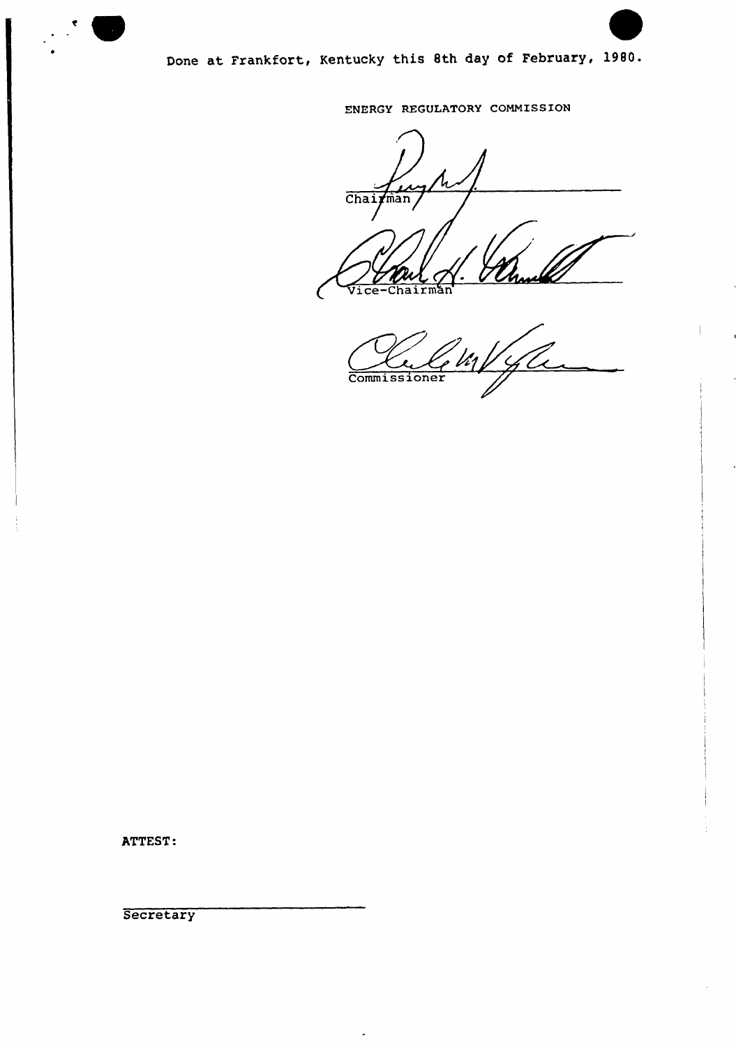Done at Frankfort, Kentucky this 8th day of February, 1980.

ENERGY REGULATORY COMMISSION

Chairman

Vice-Chairman

Commissioner

ATTEST:

Secretary